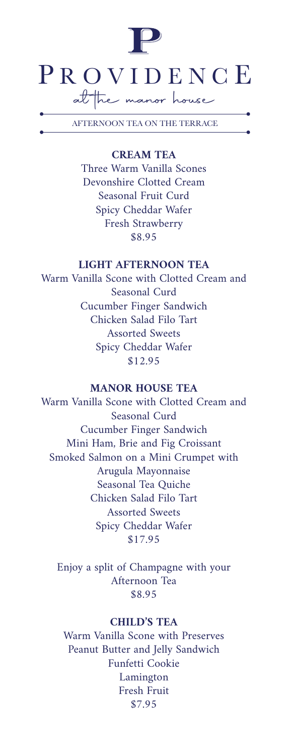# PROVIDENCE

at the manor house

AFTERNOON TEA ON THE TERRACE

## CREAM TEA

Three Warm Vanilla Scones
Devonshire Clotted Cream
Seasonal Fruit Curd
Spicy Cheddar Wafer
Fresh Strawberry
$8.95

## LIGHT AFTERNOON TEA

Warm Vanilla Scone with Clotted Cream and Seasonal Curd
Cucumber Finger Sandwich
Chicken Salad Filo Tart
Assorted Sweets
Spicy Cheddar Wafer
$12.95

## MANOR HOUSE TEA

Warm Vanilla Scone with Clotted Cream and Seasonal Curd
Cucumber Finger Sandwich
Mini Ham, Brie and Fig Croissant
Smoked Salmon on a Mini Crumpet with Arugula Mayonnaise
Seasonal Tea Quiche
Chicken Salad Filo Tart
Assorted Sweets
Spicy Cheddar Wafer
$17.95

Enjoy a split of Champagne with your Afternoon Tea
$8.95

## CHILD'S TEA

Warm Vanilla Scone with Preserves
Peanut Butter and Jelly Sandwich
Funfetti Cookie
Lamington
Fresh Fruit
$7.95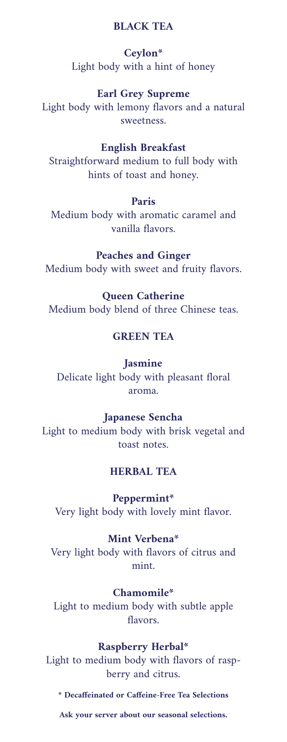## BLACK TEA

**Ceylon***
Light body with a hint of honey

**Earl Grey Supreme**
Light body with lemony flavors and a natural sweetness.

**English Breakfast**
Straightforward medium to full body with hints of toast and honey.

**Paris**
Medium body with aromatic caramel and vanilla flavors.

**Peaches and Ginger**
Medium body with sweet and fruity flavors.

**Queen Catherine**
Medium body blend of three Chinese teas.

## GREEN TEA

**Jasmine**
Delicate light body with pleasant floral aroma.

**Japanese Sencha**
Light to medium body with brisk vegetal and toast notes.

## HERBAL TEA

**Peppermint***
Very light body with lovely mint flavor.

**Mint Verbena***
Very light body with flavors of citrus and mint.

**Chamomile***
Light to medium body with subtle apple flavors.

**Raspberry Herbal***
Light to medium body with flavors of raspberry and citrus.

**\* Decaffeinated or Caffeine-Free Tea Selections**

**Ask your server about our seasonal selections.**